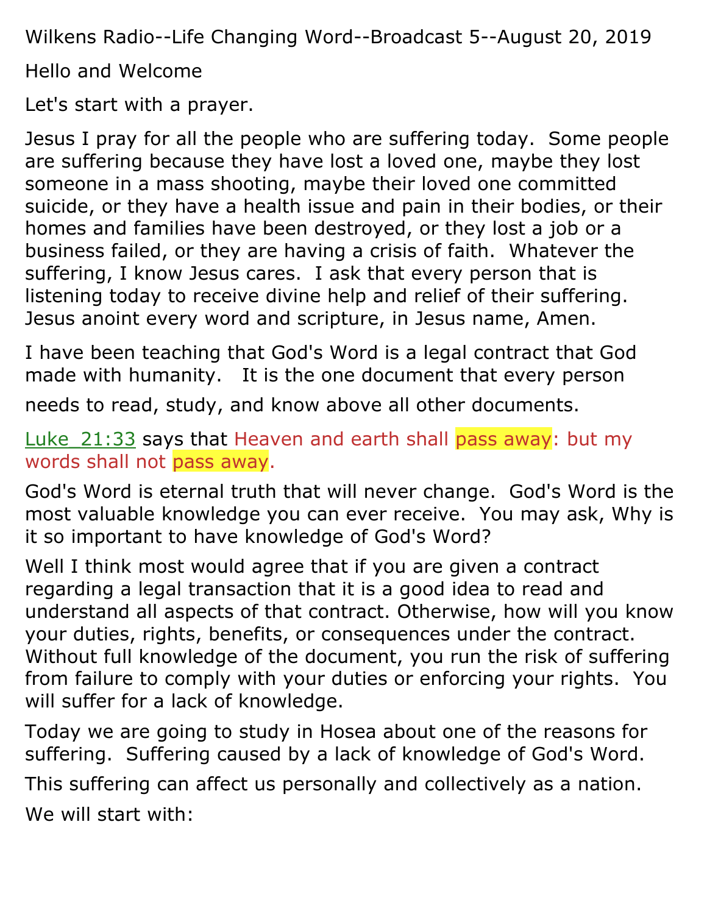Wilkens Radio--Life Changing Word--Broadcast 5--August 20, 2019

Hello and Welcome

Let's start with a prayer.

Jesus I pray for all the people who are suffering today. Some people are suffering because they have lost a loved one, maybe they lost someone in a mass shooting, maybe their loved one committed suicide, or they have a health issue and pain in their bodies, or their homes and families have been destroyed, or they lost a job or a business failed, or they are having a crisis of faith. Whatever the suffering, I know Jesus cares. I ask that every person that is listening today to receive divine help and relief of their suffering. Jesus anoint every word and scripture, in Jesus name, Amen.

I have been teaching that God's Word is a legal contract that God made with humanity. It is the one document that every person needs to read, study, and know above all other documents.

Luke_21:33 says that Heaven and earth shall pass away: but my words shall not pass away.

God's Word is eternal truth that will never change. God's Word is the most valuable knowledge you can ever receive. You may ask, Why is it so important to have knowledge of God's Word?

Well I think most would agree that if you are given a contract regarding a legal transaction that it is a good idea to read and understand all aspects of that contract. Otherwise, how will you know your duties, rights, benefits, or consequences under the contract. Without full knowledge of the document, you run the risk of suffering from failure to comply with your duties or enforcing your rights. You will suffer for a lack of knowledge.

Today we are going to study in Hosea about one of the reasons for suffering. Suffering caused by a lack of knowledge of God's Word.

This suffering can affect us personally and collectively as a nation.

We will start with: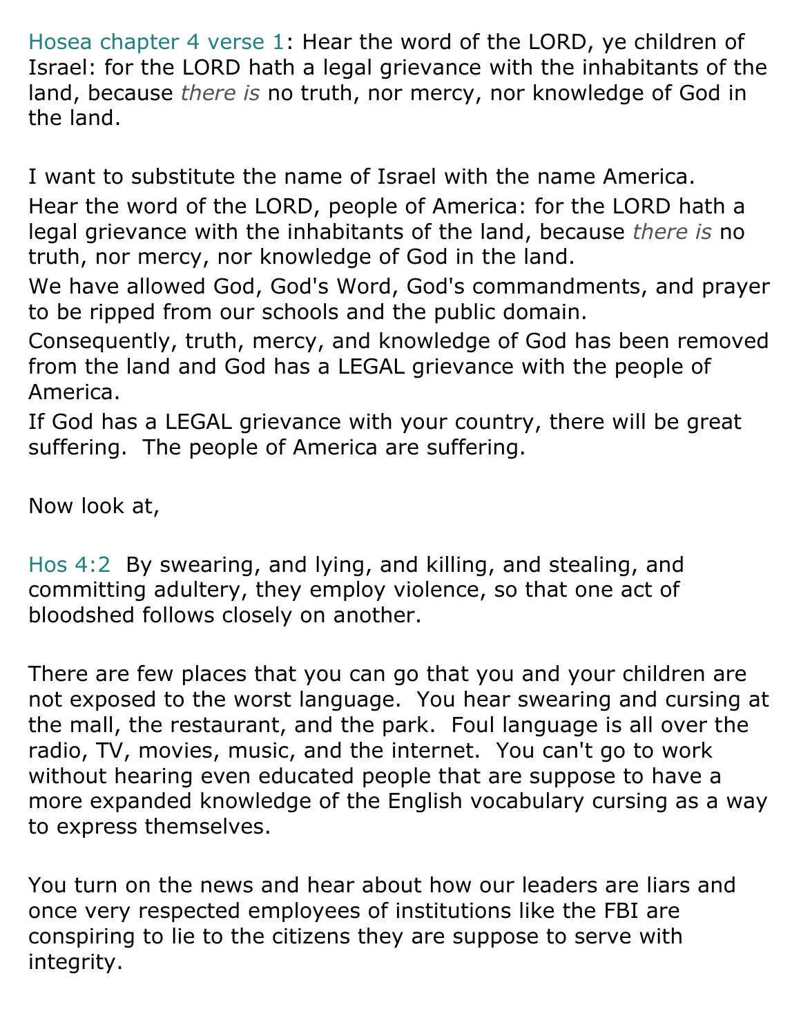Hosea chapter 4 verse 1: Hear the word of the LORD, ye children of Israel: for the LORD hath a legal grievance with the inhabitants of the land, because *there is* no truth, nor mercy, nor knowledge of God in the land.

I want to substitute the name of Israel with the name America.
Hear the word of the LORD, people of America: for the LORD hath a legal grievance with the inhabitants of the land, because *there is* no truth, nor mercy, nor knowledge of God in the land.
We have allowed God, God's Word, God's commandments, and prayer to be ripped from our schools and the public domain.
Consequently, truth, mercy, and knowledge of God has been removed from the land and God has a LEGAL grievance with the people of America.
If God has a LEGAL grievance with your country, there will be great suffering. The people of America are suffering.

Now look at,

Hos 4:2 By swearing, and lying, and killing, and stealing, and committing adultery, they employ violence, so that one act of bloodshed follows closely on another.

There are few places that you can go that you and your children are not exposed to the worst language. You hear swearing and cursing at the mall, the restaurant, and the park. Foul language is all over the radio, TV, movies, music, and the internet. You can't go to work without hearing even educated people that are suppose to have a more expanded knowledge of the English vocabulary cursing as a way to express themselves.

You turn on the news and hear about how our leaders are liars and once very respected employees of institutions like the FBI are conspiring to lie to the citizens they are suppose to serve with integrity.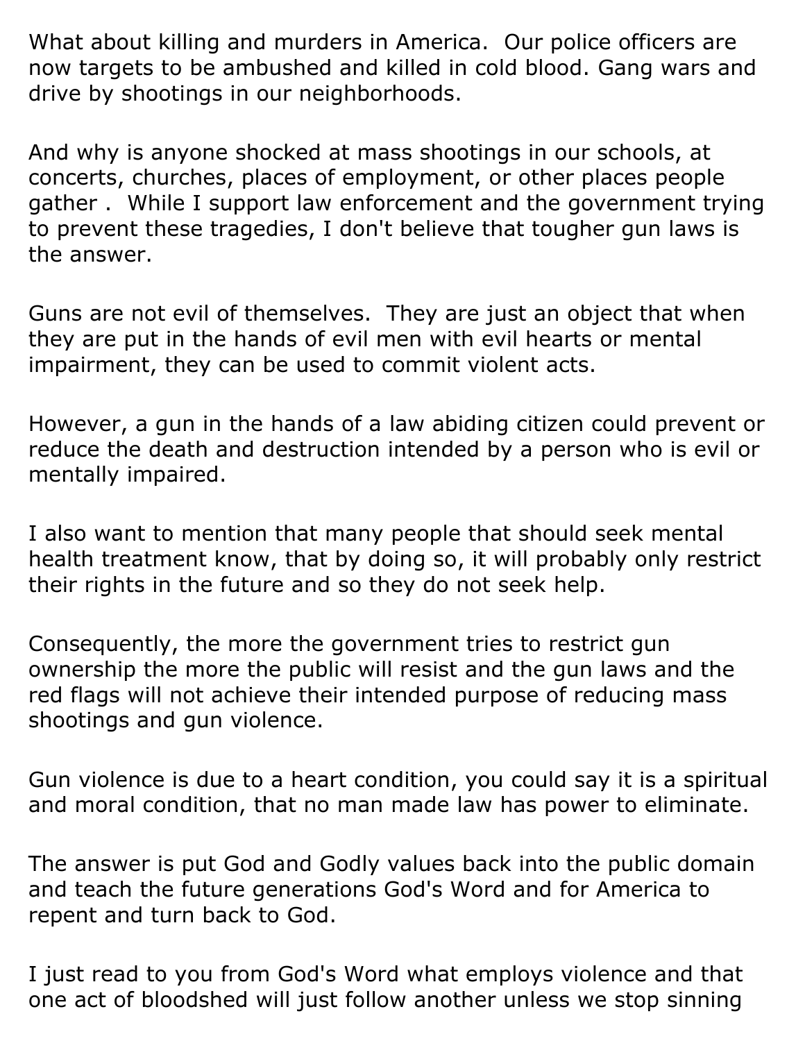What about killing and murders in America. Our police officers are now targets to be ambushed and killed in cold blood. Gang wars and drive by shootings in our neighborhoods.

And why is anyone shocked at mass shootings in our schools, at concerts, churches, places of employment, or other places people gather . While I support law enforcement and the government trying to prevent these tragedies, I don't believe that tougher gun laws is the answer.

Guns are not evil of themselves. They are just an object that when they are put in the hands of evil men with evil hearts or mental impairment, they can be used to commit violent acts.

However, a gun in the hands of a law abiding citizen could prevent or reduce the death and destruction intended by a person who is evil or mentally impaired.

I also want to mention that many people that should seek mental health treatment know, that by doing so, it will probably only restrict their rights in the future and so they do not seek help.

Consequently, the more the government tries to restrict gun ownership the more the public will resist and the gun laws and the red flags will not achieve their intended purpose of reducing mass shootings and gun violence.

Gun violence is due to a heart condition, you could say it is a spiritual and moral condition, that no man made law has power to eliminate.

The answer is put God and Godly values back into the public domain and teach the future generations God's Word and for America to repent and turn back to God.

I just read to you from God's Word what employs violence and that one act of bloodshed will just follow another unless we stop sinning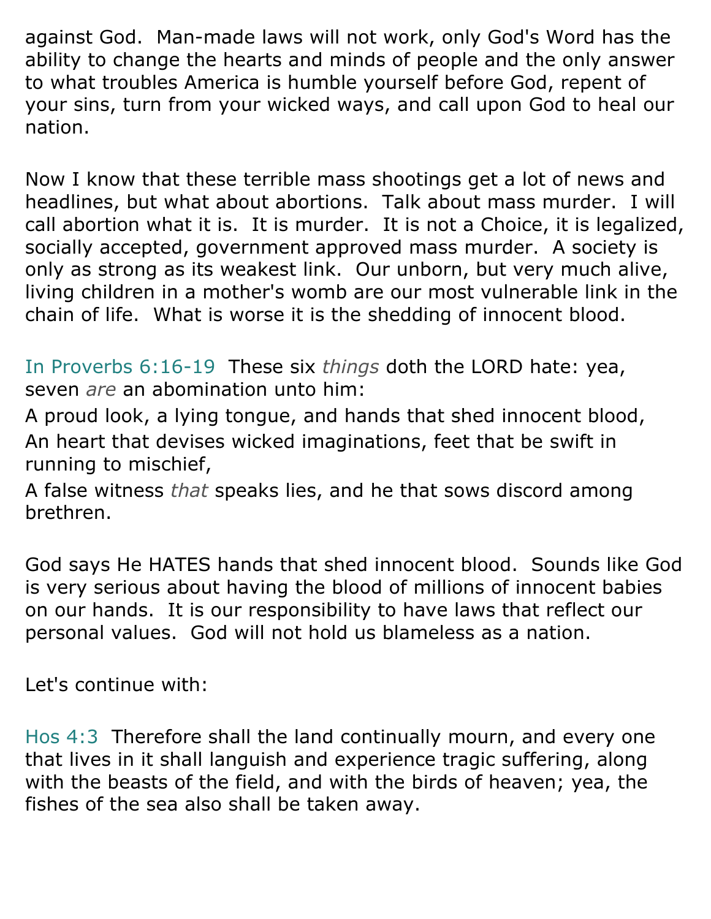against God.  Man-made laws will not work, only God's Word has the ability to change the hearts and minds of people and the only answer to what troubles America is humble yourself before God, repent of your sins, turn from your wicked ways, and call upon God to heal our nation.

Now I know that these terrible mass shootings get a lot of news and headlines, but what about abortions.  Talk about mass murder.  I will call abortion what it is.  It is murder.  It is not a Choice, it is legalized, socially accepted, government approved mass murder.  A society is only as strong as its weakest link.  Our unborn, but very much alive, living children in a mother's womb are our most vulnerable link in the chain of life.  What is worse it is the shedding of innocent blood.

In Proverbs 6:16-19  These six *things* doth the LORD hate: yea, seven *are* an abomination unto him:
A proud look, a lying tongue, and hands that shed innocent blood,
An heart that devises wicked imaginations, feet that be swift in running to mischief,
A false witness *that* speaks lies, and he that sows discord among brethren.

God says He HATES hands that shed innocent blood.  Sounds like God is very serious about having the blood of millions of innocent babies on our hands.  It is our responsibility to have laws that reflect our personal values.  God will not hold us blameless as a nation.

Let's continue with:

Hos 4:3  Therefore shall the land continually mourn, and every one that lives in it shall languish and experience tragic suffering, along with the beasts of the field, and with the birds of heaven; yea, the fishes of the sea also shall be taken away.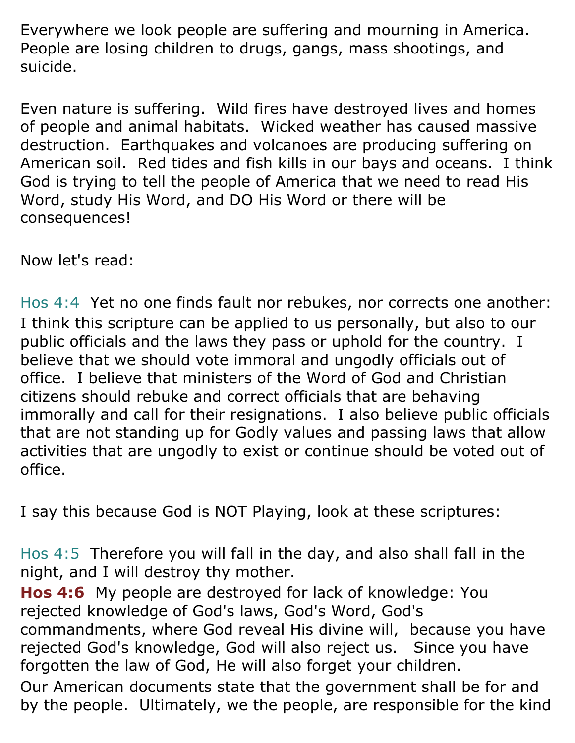Everywhere we look people are suffering and mourning in America. People are losing children to drugs, gangs, mass shootings, and suicide.

Even nature is suffering. Wild fires have destroyed lives and homes of people and animal habitats. Wicked weather has caused massive destruction. Earthquakes and volcanoes are producing suffering on American soil. Red tides and fish kills in our bays and oceans. I think God is trying to tell the people of America that we need to read His Word, study His Word, and DO His Word or there will be consequences!

Now let's read:

Hos 4:4 Yet no one finds fault nor rebukes, nor corrects one another:
I think this scripture can be applied to us personally, but also to our public officials and the laws they pass or uphold for the country. I believe that we should vote immoral and ungodly officials out of office. I believe that ministers of the Word of God and Christian citizens should rebuke and correct officials that are behaving immorally and call for their resignations. I also believe public officials that are not standing up for Godly values and passing laws that allow activities that are ungodly to exist or continue should be voted out of office.

I say this because God is NOT Playing, look at these scriptures:

Hos 4:5 Therefore you will fall in the day, and also shall fall in the night, and I will destroy thy mother.
**Hos 4:6** My people are destroyed for lack of knowledge: You rejected knowledge of God's laws, God's Word, God's commandments, where God reveal His divine will, because you have rejected God's knowledge, God will also reject us. Since you have forgotten the law of God, He will also forget your children.
Our American documents state that the government shall be for and by the people. Ultimately, we the people, are responsible for the kind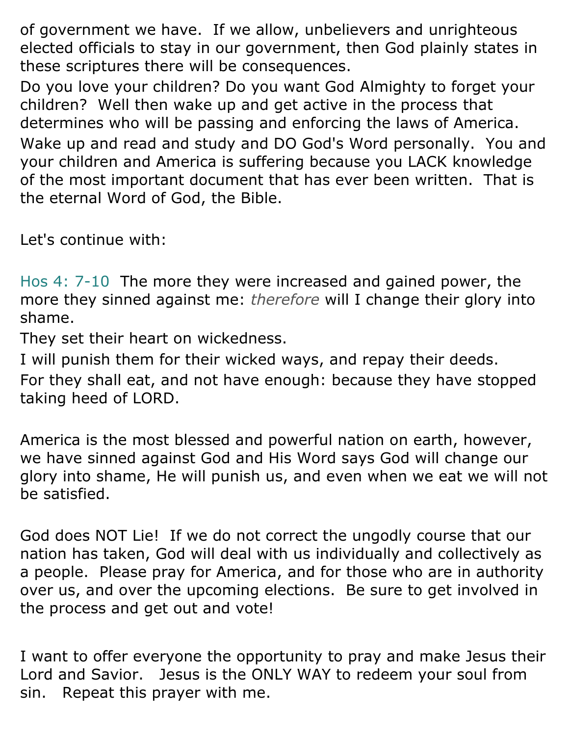of government we have. If we allow, unbelievers and unrighteous elected officials to stay in our government, then God plainly states in these scriptures there will be consequences.

Do you love your children? Do you want God Almighty to forget your children? Well then wake up and get active in the process that determines who will be passing and enforcing the laws of America.

Wake up and read and study and DO God's Word personally. You and your children and America is suffering because you LACK knowledge of the most important document that has ever been written. That is the eternal Word of God, the Bible.

Let's continue with:

Hos 4: 7-10 The more they were increased and gained power, the more they sinned against me: *therefore* will I change their glory into shame.

They set their heart on wickedness.

I will punish them for their wicked ways, and repay their deeds.

For they shall eat, and not have enough: because they have stopped taking heed of LORD.

America is the most blessed and powerful nation on earth, however, we have sinned against God and His Word says God will change our glory into shame, He will punish us, and even when we eat we will not be satisfied.

God does NOT Lie! If we do not correct the ungodly course that our nation has taken, God will deal with us individually and collectively as a people. Please pray for America, and for those who are in authority over us, and over the upcoming elections. Be sure to get involved in the process and get out and vote!

I want to offer everyone the opportunity to pray and make Jesus their Lord and Savior. Jesus is the ONLY WAY to redeem your soul from sin. Repeat this prayer with me.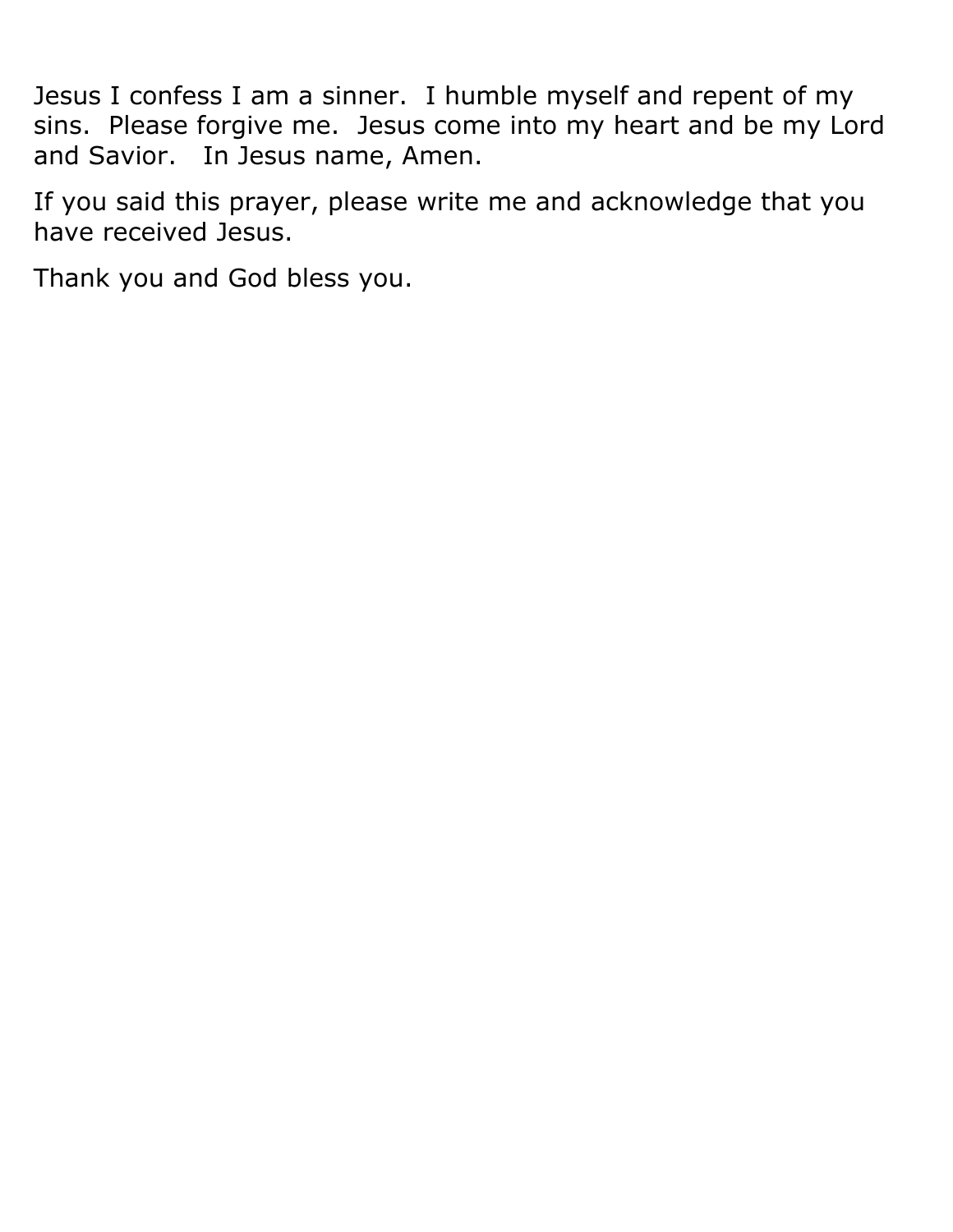Jesus I confess I am a sinner. I humble myself and repent of my sins. Please forgive me. Jesus come into my heart and be my Lord and Savior. In Jesus name, Amen.

If you said this prayer, please write me and acknowledge that you have received Jesus.

Thank you and God bless you.